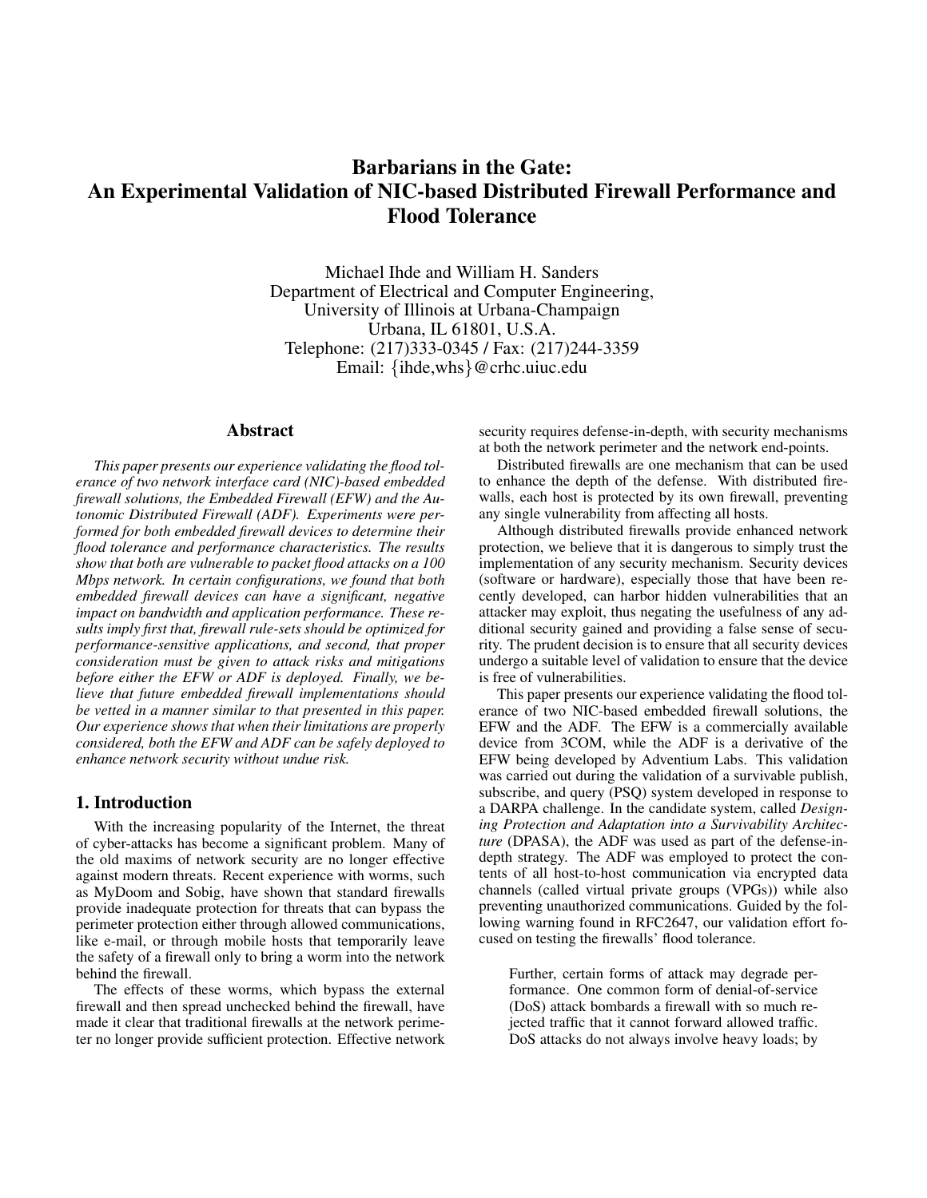# Barbarians in the Gate: An Experimental Validation of NIC-based Distributed Firewall Performance and Flood Tolerance

Michael Ihde and William H. Sanders
Department of Electrical and Computer Engineering,
University of Illinois at Urbana-Champaign
Urbana, IL 61801, U.S.A.
Telephone: (217)333-0345 / Fax: (217)244-3359
Email: {ihde,whs}@crhc.uiuc.edu

## Abstract

*This paper presents our experience validating the flood tolerance of two network interface card (NIC)-based embedded firewall solutions, the Embedded Firewall (EFW) and the Autonomic Distributed Firewall (ADF). Experiments were performed for both embedded firewall devices to determine their flood tolerance and performance characteristics. The results show that both are vulnerable to packet flood attacks on a 100 Mbps network. In certain configurations, we found that both embedded firewall devices can have a significant, negative impact on bandwidth and application performance. These results imply first that, firewall rule-sets should be optimized for performance-sensitive applications, and second, that proper consideration must be given to attack risks and mitigations before either the EFW or ADF is deployed. Finally, we believe that future embedded firewall implementations should be vetted in a manner similar to that presented in this paper. Our experience shows that when their limitations are properly considered, both the EFW and ADF can be safely deployed to enhance network security without undue risk.*

## 1. Introduction

With the increasing popularity of the Internet, the threat of cyber-attacks has become a significant problem. Many of the old maxims of network security are no longer effective against modern threats. Recent experience with worms, such as MyDoom and Sobig, have shown that standard firewalls provide inadequate protection for threats that can bypass the perimeter protection either through allowed communications, like e-mail, or through mobile hosts that temporarily leave the safety of a firewall only to bring a worm into the network behind the firewall.

The effects of these worms, which bypass the external firewall and then spread unchecked behind the firewall, have made it clear that traditional firewalls at the network perimeter no longer provide sufficient protection. Effective network security requires defense-in-depth, with security mechanisms at both the network perimeter and the network end-points.

Distributed firewalls are one mechanism that can be used to enhance the depth of the defense. With distributed firewalls, each host is protected by its own firewall, preventing any single vulnerability from affecting all hosts.

Although distributed firewalls provide enhanced network protection, we believe that it is dangerous to simply trust the implementation of any security mechanism. Security devices (software or hardware), especially those that have been recently developed, can harbor hidden vulnerabilities that an attacker may exploit, thus negating the usefulness of any additional security gained and providing a false sense of security. The prudent decision is to ensure that all security devices undergo a suitable level of validation to ensure that the device is free of vulnerabilities.

This paper presents our experience validating the flood tolerance of two NIC-based embedded firewall solutions, the EFW and the ADF. The EFW is a commercially available device from 3COM, while the ADF is a derivative of the EFW being developed by Adventium Labs. This validation was carried out during the validation of a survivable publish, subscribe, and query (PSQ) system developed in response to a DARPA challenge. In the candidate system, called *Designing Protection and Adaptation into a Survivability Architecture* (DPASA), the ADF was used as part of the defense-in-depth strategy. The ADF was employed to protect the contents of all host-to-host communication via encrypted data channels (called virtual private groups (VPGs)) while also preventing unauthorized communications. Guided by the following warning found in RFC2647, our validation effort focused on testing the firewalls' flood tolerance.

> Further, certain forms of attack may degrade performance. One common form of denial-of-service (DoS) attack bombards a firewall with so much rejected traffic that it cannot forward allowed traffic. DoS attacks do not always involve heavy loads; by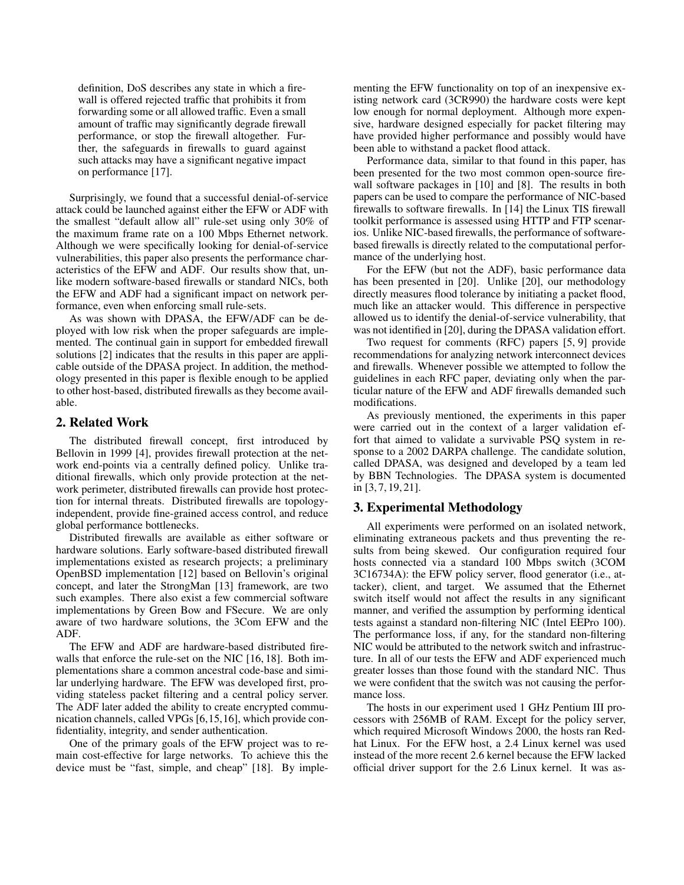definition, DoS describes any state in which a firewall is offered rejected traffic that prohibits it from forwarding some or all allowed traffic. Even a small amount of traffic may significantly degrade firewall performance, or stop the firewall altogether. Further, the safeguards in firewalls to guard against such attacks may have a significant negative impact on performance [17].

Surprisingly, we found that a successful denial-of-service attack could be launched against either the EFW or ADF with the smallest "default allow all" rule-set using only 30% of the maximum frame rate on a 100 Mbps Ethernet network. Although we were specifically looking for denial-of-service vulnerabilities, this paper also presents the performance characteristics of the EFW and ADF. Our results show that, unlike modern software-based firewalls or standard NICs, both the EFW and ADF had a significant impact on network performance, even when enforcing small rule-sets.

As was shown with DPASA, the EFW/ADF can be deployed with low risk when the proper safeguards are implemented. The continual gain in support for embedded firewall solutions [2] indicates that the results in this paper are applicable outside of the DPASA project. In addition, the methodology presented in this paper is flexible enough to be applied to other host-based, distributed firewalls as they become available.

## 2. Related Work

The distributed firewall concept, first introduced by Bellovin in 1999 [4], provides firewall protection at the network end-points via a centrally defined policy. Unlike traditional firewalls, which only provide protection at the network perimeter, distributed firewalls can provide host protection for internal threats. Distributed firewalls are topology-independent, provide fine-grained access control, and reduce global performance bottlenecks.

Distributed firewalls are available as either software or hardware solutions. Early software-based distributed firewall implementations existed as research projects; a preliminary OpenBSD implementation [12] based on Bellovin's original concept, and later the StrongMan [13] framework, are two such examples. There also exist a few commercial software implementations by Green Bow and FSecure. We are only aware of two hardware solutions, the 3Com EFW and the ADF.

The EFW and ADF are hardware-based distributed firewalls that enforce the rule-set on the NIC [16, 18]. Both implementations share a common ancestral code-base and similar underlying hardware. The EFW was developed first, providing stateless packet filtering and a central policy server. The ADF later added the ability to create encrypted communication channels, called VPGs [6,15,16], which provide confidentiality, integrity, and sender authentication.

One of the primary goals of the EFW project was to remain cost-effective for large networks. To achieve this the device must be "fast, simple, and cheap" [18]. By implementing the EFW functionality on top of an inexpensive existing network card (3CR990) the hardware costs were kept low enough for normal deployment. Although more expensive, hardware designed especially for packet filtering may have provided higher performance and possibly would have been able to withstand a packet flood attack.

Performance data, similar to that found in this paper, has been presented for the two most common open-source firewall software packages in [10] and [8]. The results in both papers can be used to compare the performance of NIC-based firewalls to software firewalls. In [14] the Linux TIS firewall toolkit performance is assessed using HTTP and FTP scenarios. Unlike NIC-based firewalls, the performance of software-based firewalls is directly related to the computational performance of the underlying host.

For the EFW (but not the ADF), basic performance data has been presented in [20]. Unlike [20], our methodology directly measures flood tolerance by initiating a packet flood, much like an attacker would. This difference in perspective allowed us to identify the denial-of-service vulnerability, that was not identified in [20], during the DPASA validation effort.

Two request for comments (RFC) papers [5, 9] provide recommendations for analyzing network interconnect devices and firewalls. Whenever possible we attempted to follow the guidelines in each RFC paper, deviating only when the particular nature of the EFW and ADF firewalls demanded such modifications.

As previously mentioned, the experiments in this paper were carried out in the context of a larger validation effort that aimed to validate a survivable PSQ system in response to a 2002 DARPA challenge. The candidate solution, called DPASA, was designed and developed by a team led by BBN Technologies. The DPASA system is documented in [3, 7, 19, 21].

## 3. Experimental Methodology

All experiments were performed on an isolated network, eliminating extraneous packets and thus preventing the results from being skewed. Our configuration required four hosts connected via a standard 100 Mbps switch (3COM 3C16734A): the EFW policy server, flood generator (i.e., attacker), client, and target. We assumed that the Ethernet switch itself would not affect the results in any significant manner, and verified the assumption by performing identical tests against a standard non-filtering NIC (Intel EEPro 100). The performance loss, if any, for the standard non-filtering NIC would be attributed to the network switch and infrastructure. In all of our tests the EFW and ADF experienced much greater losses than those found with the standard NIC. Thus we were confident that the switch was not causing the performance loss.

The hosts in our experiment used 1 GHz Pentium III processors with 256MB of RAM. Except for the policy server, which required Microsoft Windows 2000, the hosts ran Redhat Linux. For the EFW host, a 2.4 Linux kernel was used instead of the more recent 2.6 kernel because the EFW lacked official driver support for the 2.6 Linux kernel. It was as-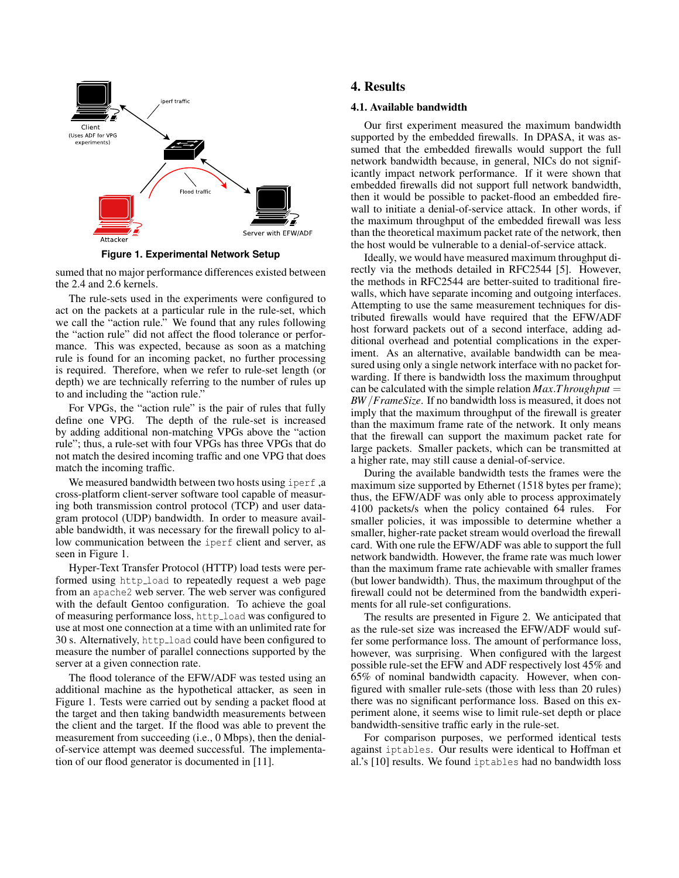Client
(Uses ADF for VPG experiments)

iperf traffic

Flood traffic

Attacker

Server with EFW/ADF

**Figure 1. Experimental Network Setup**

sumed that no major performance differences existed between the 2.4 and 2.6 kernels.

The rule-sets used in the experiments were configured to act on the packets at a particular rule in the rule-set, which we call the "action rule." We found that any rules following the "action rule" did not affect the flood tolerance or performance. This was expected, because as soon as a matching rule is found for an incoming packet, no further processing is required. Therefore, when we refer to rule-set length (or depth) we are technically referring to the number of rules up to and including the "action rule."

For VPGs, the "action rule" is the pair of rules that fully define one VPG. The depth of the rule-set is increased by adding additional non-matching VPGs above the "action rule"; thus, a rule-set with four VPGs has three VPGs that do not match the desired incoming traffic and one VPG that does match the incoming traffic.

We measured bandwidth between two hosts using `iperf` ,a cross-platform client-server software tool capable of measuring both transmission control protocol (TCP) and user datagram protocol (UDP) bandwidth. In order to measure available bandwidth, it was necessary for the firewall policy to allow communication between the `iperf` client and server, as seen in Figure 1.

Hyper-Text Transfer Protocol (HTTP) load tests were performed using `http_load` to repeatedly request a web page from an `apache2` web server. The web server was configured with the default Gentoo configuration. To achieve the goal of measuring performance loss, `http_load` was configured to use at most one connection at a time with an unlimited rate for 30 s. Alternatively, `http_load` could have been configured to measure the number of parallel connections supported by the server at a given connection rate.

The flood tolerance of the EFW/ADF was tested using an additional machine as the hypothetical attacker, as seen in Figure 1. Tests were carried out by sending a packet flood at the target and then taking bandwidth measurements between the client and the target. If the flood was able to prevent the measurement from succeeding (i.e., 0 Mbps), then the denial-of-service attempt was deemed successful. The implementation of our flood generator is documented in [11].

## 4. Results

### 4.1. Available bandwidth

Our first experiment measured the maximum bandwidth supported by the embedded firewalls. In DPASA, it was assumed that the embedded firewalls would support the full network bandwidth because, in general, NICs do not significantly impact network performance. If it were shown that embedded firewalls did not support full network bandwidth, then it would be possible to packet-flood an embedded firewall to initiate a denial-of-service attack. In other words, if the maximum throughput of the embedded firewall was less than the theoretical maximum packet rate of the network, then the host would be vulnerable to a denial-of-service attack.

Ideally, we would have measured maximum throughput directly via the methods detailed in RFC2544 [5]. However, the methods in RFC2544 are better-suited to traditional firewalls, which have separate incoming and outgoing interfaces. Attempting to use the same measurement techniques for distributed firewalls would have required that the EFW/ADF host forward packets out of a second interface, adding additional overhead and potential complications in the experiment. As an alternative, available bandwidth can be measured using only a single network interface with no packet forwarding. If there is bandwidth loss the maximum throughput can be calculated with the simple relation $Max.Throughput = BW/FrameSize$. If no bandwidth loss is measured, it does not imply that the maximum throughput of the firewall is greater than the maximum frame rate of the network. It only means that the firewall can support the maximum packet rate for large packets. Smaller packets, which can be transmitted at a higher rate, may still cause a denial-of-service.

During the available bandwidth tests the frames were the maximum size supported by Ethernet (1518 bytes per frame); thus, the EFW/ADF was only able to process approximately 4100 packets/s when the policy contained 64 rules. For smaller policies, it was impossible to determine whether a smaller, higher-rate packet stream would overload the firewall card. With one rule the EFW/ADF was able to support the full network bandwidth. However, the frame rate was much lower than the maximum frame rate achievable with smaller frames (but lower bandwidth). Thus, the maximum throughput of the firewall could not be determined from the bandwidth experiments for all rule-set configurations.

The results are presented in Figure 2. We anticipated that as the rule-set size was increased the EFW/ADF would suffer some performance loss. The amount of performance loss, however, was surprising. When configured with the largest possible rule-set the EFW and ADF respectively lost 45% and 65% of nominal bandwidth capacity. However, when configured with smaller rule-sets (those with less than 20 rules) there was no significant performance loss. Based on this experiment alone, it seems wise to limit rule-set depth or place bandwidth-sensitive traffic early in the rule-set.

For comparison purposes, we performed identical tests against `iptables`. Our results were identical to Hoffman et al.'s [10] results. We found `iptables` had no bandwidth loss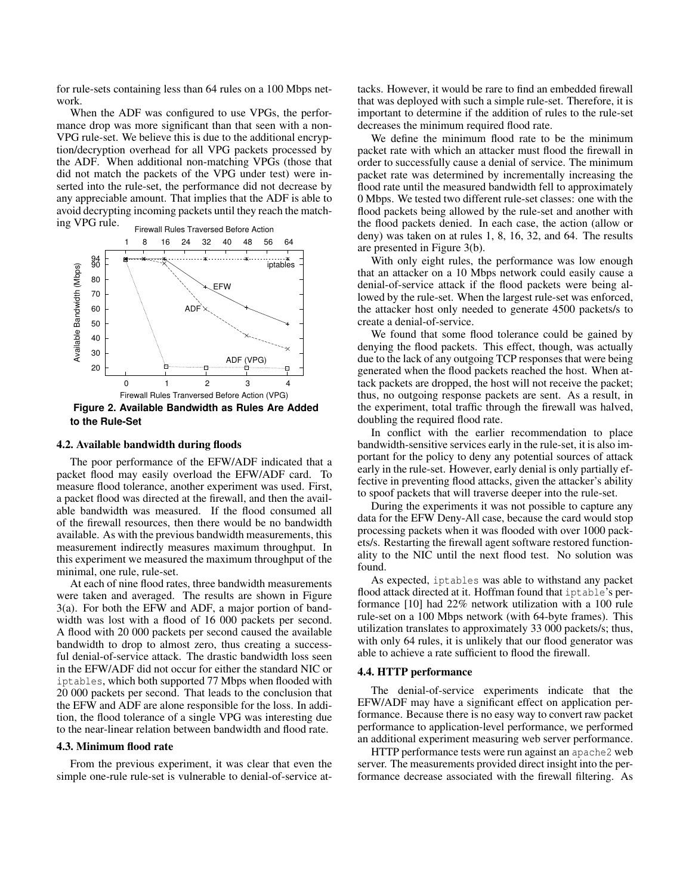for rule-sets containing less than 64 rules on a 100 Mbps network.

When the ADF was configured to use VPGs, the performance drop was more significant than that seen with a non-VPG rule-set. We believe this is due to the additional encryption/decryption overhead for all VPG packets processed by the ADF. When additional non-matching VPGs (those that did not match the packets of the VPG under test) were inserted into the rule-set, the performance did not decrease by any appreciable amount. That implies that the ADF is able to avoid decrypting incoming packets until they reach the matching VPG rule.

Firewall Rules Traversed Before Action
1 8 16 24 32 40 48 56 64
Available Bandwidth (Mbps)
94
90
80
70
60
50
40
30
20
iptables
EFW
ADF
ADF (VPG)
0 1 2 3 4
Firewall Rules Tranversed Before Action (VPG)

**Figure 2. Available Bandwidth as Rules Are Added to the Rule-Set**

### 4.2. Available bandwidth during floods

The poor performance of the EFW/ADF indicated that a packet flood may easily overload the EFW/ADF card. To measure flood tolerance, another experiment was used. First, a packet flood was directed at the firewall, and then the available bandwidth was measured. If the flood consumed all of the firewall resources, then there would be no bandwidth available. As with the previous bandwidth measurements, this measurement indirectly measures maximum throughput. In this experiment we measured the maximum throughput of the minimal, one rule, rule-set.

At each of nine flood rates, three bandwidth measurements were taken and averaged. The results are shown in Figure 3(a). For both the EFW and ADF, a major portion of bandwidth was lost with a flood of 16 000 packets per second. A flood with 20 000 packets per second caused the available bandwidth to drop to almost zero, thus creating a successful denial-of-service attack. The drastic bandwidth loss seen in the EFW/ADF did not occur for either the standard NIC or iptables, which both supported 77 Mbps when flooded with 20 000 packets per second. That leads to the conclusion that the EFW and ADF are alone responsible for the loss. In addition, the flood tolerance of a single VPG was interesting due to the near-linear relation between bandwidth and flood rate.

### 4.3. Minimum flood rate

From the previous experiment, it was clear that even the simple one-rule rule-set is vulnerable to denial-of-service attacks. However, it would be rare to find an embedded firewall that was deployed with such a simple rule-set. Therefore, it is important to determine if the addition of rules to the rule-set decreases the minimum required flood rate.

We define the minimum flood rate to be the minimum packet rate with which an attacker must flood the firewall in order to successfully cause a denial of service. The minimum packet rate was determined by incrementally increasing the flood rate until the measured bandwidth fell to approximately 0 Mbps. We tested two different rule-set classes: one with the flood packets being allowed by the rule-set and another with the flood packets denied. In each case, the action (allow or deny) was taken on at rules 1, 8, 16, 32, and 64. The results are presented in Figure 3(b).

With only eight rules, the performance was low enough that an attacker on a 10 Mbps network could easily cause a denial-of-service attack if the flood packets were being allowed by the rule-set. When the largest rule-set was enforced, the attacker host only needed to generate 4500 packets/s to create a denial-of-service.

We found that some flood tolerance could be gained by denying the flood packets. This effect, though, was actually due to the lack of any outgoing TCP responses that were being generated when the flood packets reached the host. When attack packets are dropped, the host will not receive the packet; thus, no outgoing response packets are sent. As a result, in the experiment, total traffic through the firewall was halved, doubling the required flood rate.

In conflict with the earlier recommendation to place bandwidth-sensitive services early in the rule-set, it is also important for the policy to deny any potential sources of attack early in the rule-set. However, early denial is only partially effective in preventing flood attacks, given the attacker's ability to spoof packets that will traverse deeper into the rule-set.

During the experiments it was not possible to capture any data for the EFW Deny-All case, because the card would stop processing packets when it was flooded with over 1000 packets/s. Restarting the firewall agent software restored functionality to the NIC until the next flood test. No solution was found.

As expected, iptables was able to withstand any packet flood attack directed at it. Hoffman found that iptable's performance [10] had 22% network utilization with a 100 rule rule-set on a 100 Mbps network (with 64-byte frames). This utilization translates to approximately 33 000 packets/s; thus, with only 64 rules, it is unlikely that our flood generator was able to achieve a rate sufficient to flood the firewall.

### 4.4. HTTP performance

The denial-of-service experiments indicate that the EFW/ADF may have a significant effect on application performance. Because there is no easy way to convert raw packet performance to application-level performance, we performed an additional experiment measuring web server performance.

HTTP performance tests were run against an apache2 web server. The measurements provided direct insight into the performance decrease associated with the firewall filtering. As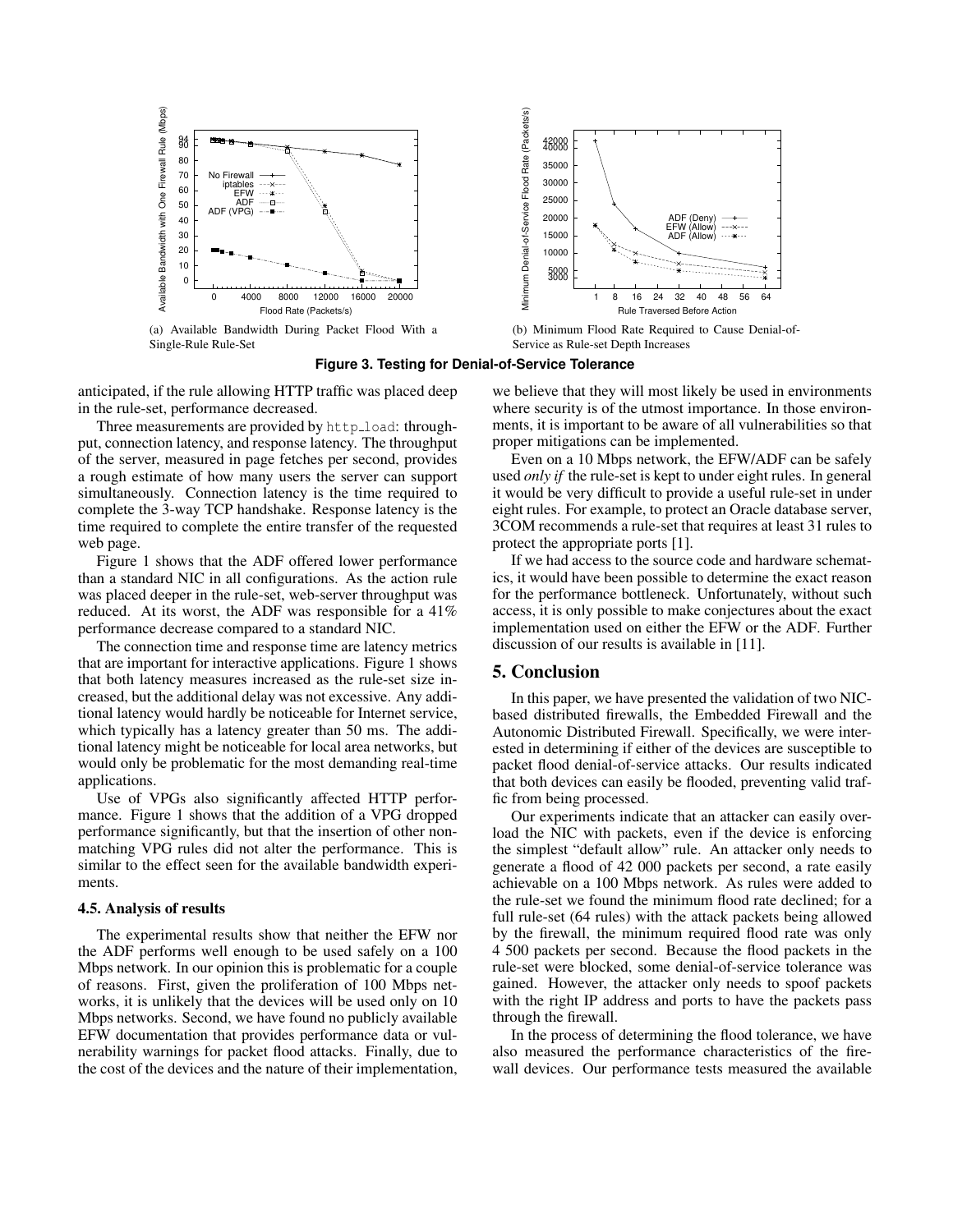Available Bandwidth with One Firewall Rule (Mbps)

94
90
80
70
60
50
40
30
20
10
0

0 4000 8000 12000 16000 20000

Flood Rate (Packets/s)

No Firewall
iptables
EFW
ADF
ADF (VPG)

(a) Available Bandwidth During Packet Flood With a Single-Rule Rule-Set

Minimum Denial-of-Service Flood Rate (Packets/s)

42000
40000
35000
30000
25000
20000
15000
10000
5000
3000

1 8 16 24 32 40 48 56 64

Rule Traversed Before Action

ADF (Deny)
EFW (Allow)
ADF (Allow)

(b) Minimum Flood Rate Required to Cause Denial-of-Service as Rule-set Depth Increases

**Figure 3. Testing for Denial-of-Service Tolerance**

anticipated, if the rule allowing HTTP traffic was placed deep in the rule-set, performance decreased.

Three measurements are provided by `http_load`: throughput, connection latency, and response latency. The throughput of the server, measured in page fetches per second, provides a rough estimate of how many users the server can support simultaneously. Connection latency is the time required to complete the 3-way TCP handshake. Response latency is the time required to complete the entire transfer of the requested web page.

Figure 1 shows that the ADF offered lower performance than a standard NIC in all configurations. As the action rule was placed deeper in the rule-set, web-server throughput was reduced. At its worst, the ADF was responsible for a 41% performance decrease compared to a standard NIC.

The connection time and response time are latency metrics that are important for interactive applications. Figure 1 shows that both latency measures increased as the rule-set size increased, but the additional delay was not excessive. Any additional latency would hardly be noticeable for Internet service, which typically has a latency greater than 50 ms. The additional latency might be noticeable for local area networks, but would only be problematic for the most demanding real-time applications.

Use of VPGs also significantly affected HTTP performance. Figure 1 shows that the addition of a VPG dropped performance significantly, but that the insertion of other non-matching VPG rules did not alter the performance. This is similar to the effect seen for the available bandwidth experiments.

### 4.5. Analysis of results

The experimental results show that neither the EFW nor the ADF performs well enough to be used safely on a 100 Mbps network. In our opinion this is problematic for a couple of reasons. First, given the proliferation of 100 Mbps networks, it is unlikely that the devices will be used only on 10 Mbps networks. Second, we have found no publicly available EFW documentation that provides performance data or vulnerability warnings for packet flood attacks. Finally, due to the cost of the devices and the nature of their implementation, we believe that they will most likely be used in environments where security is of the utmost importance. In those environments, it is important to be aware of all vulnerabilities so that proper mitigations can be implemented.

Even on a 10 Mbps network, the EFW/ADF can be safely used *only if* the rule-set is kept to under eight rules. In general it would be very difficult to provide a useful rule-set in under eight rules. For example, to protect an Oracle database server, 3COM recommends a rule-set that requires at least 31 rules to protect the appropriate ports [1].

If we had access to the source code and hardware schematics, it would have been possible to determine the exact reason for the performance bottleneck. Unfortunately, without such access, it is only possible to make conjectures about the exact implementation used on either the EFW or the ADF. Further discussion of our results is available in [11].

## 5. Conclusion

In this paper, we have presented the validation of two NIC-based distributed firewalls, the Embedded Firewall and the Autonomic Distributed Firewall. Specifically, we were interested in determining if either of the devices are susceptible to packet flood denial-of-service attacks. Our results indicated that both devices can easily be flooded, preventing valid traffic from being processed.

Our experiments indicate that an attacker can easily overload the NIC with packets, even if the device is enforcing the simplest "default allow" rule. An attacker only needs to generate a flood of 42 000 packets per second, a rate easily achievable on a 100 Mbps network. As rules were added to the rule-set we found the minimum flood rate declined; for a full rule-set (64 rules) with the attack packets being allowed by the firewall, the minimum required flood rate was only 4 500 packets per second. Because the flood packets in the rule-set were blocked, some denial-of-service tolerance was gained. However, the attacker only needs to spoof packets with the right IP address and ports to have the packets pass through the firewall.

In the process of determining the flood tolerance, we have also measured the performance characteristics of the firewall devices. Our performance tests measured the available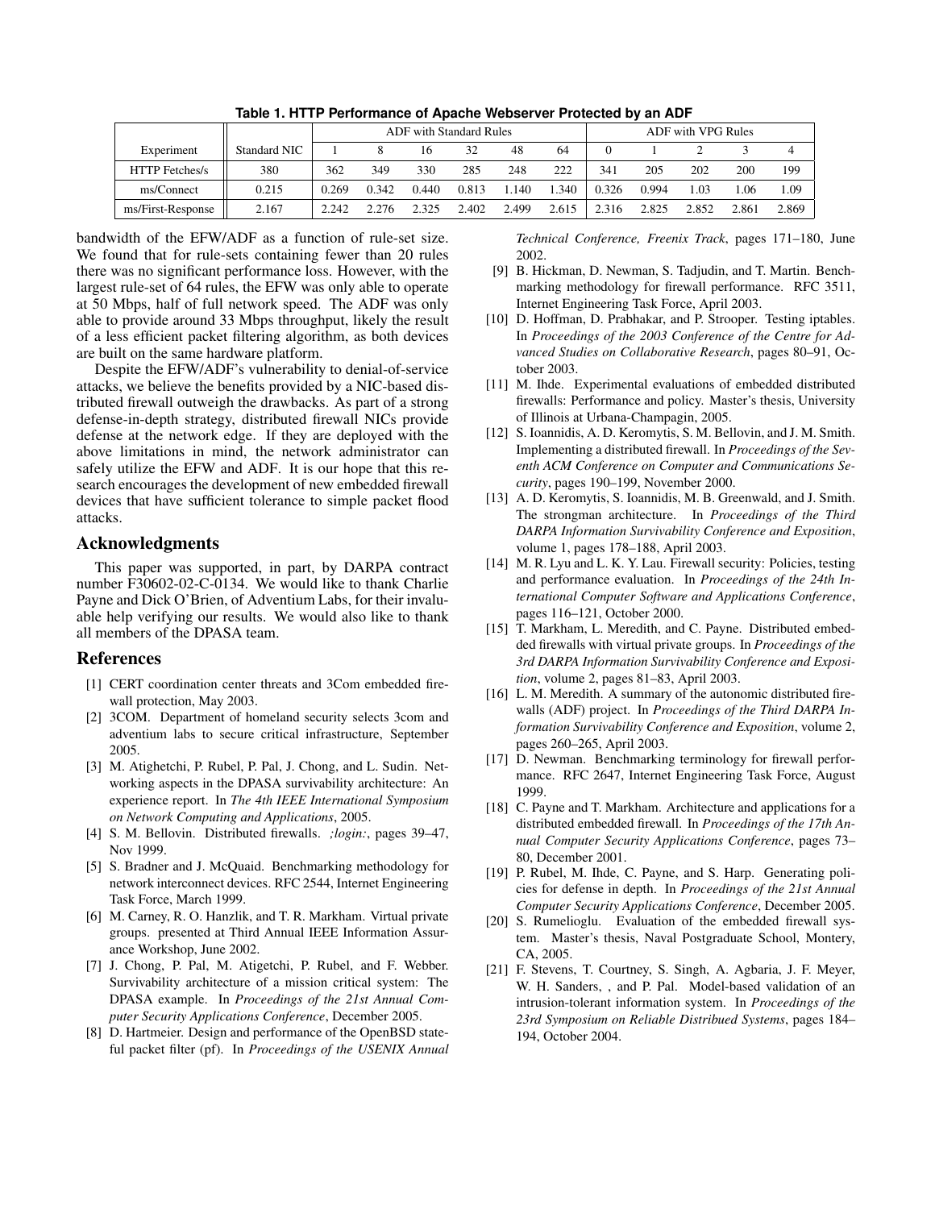**Table 1. HTTP Performance of Apache Webserver Protected by an ADF**

| Experiment | Standard NIC | ADF with Standard Rules | | | | | | ADF with VPG Rules | | | | |
|---|---|---|---|---|---|---|---|---|---|---|---|---|
| | | 1 | 8 | 16 | 32 | 48 | 64 | 0 | 1 | 2 | 3 | 4 |
| HTTP Fetches/s | 380 | 362 | 349 | 330 | 285 | 248 | 222 | 341 | 205 | 202 | 200 | 199 |
| ms/Connect | 0.215 | 0.269 | 0.342 | 0.440 | 0.813 | 1.140 | 1.340 | 0.326 | 0.994 | 1.03 | 1.06 | 1.09 |
| ms/First-Response | 2.167 | 2.242 | 2.276 | 2.325 | 2.402 | 2.499 | 2.615 | 2.316 | 2.825 | 2.852 | 2.861 | 2.869 |

bandwidth of the EFW/ADF as a function of rule-set size. We found that for rule-sets containing fewer than 20 rules there was no significant performance loss. However, with the largest rule-set of 64 rules, the EFW was only able to operate at 50 Mbps, half of full network speed. The ADF was only able to provide around 33 Mbps throughput, likely the result of a less efficient packet filtering algorithm, as both devices are built on the same hardware platform.

Despite the EFW/ADF's vulnerability to denial-of-service attacks, we believe the benefits provided by a NIC-based distributed firewall outweigh the drawbacks. As part of a strong defense-in-depth strategy, distributed firewall NICs provide defense at the network edge. If they are deployed with the above limitations in mind, the network administrator can safely utilize the EFW and ADF. It is our hope that this research encourages the development of new embedded firewall devices that have sufficient tolerance to simple packet flood attacks.

## Acknowledgments

This paper was supported, in part, by DARPA contract number F30602-02-C-0134. We would like to thank Charlie Payne and Dick O'Brien, of Adventium Labs, for their invaluable help verifying our results. We would also like to thank all members of the DPASA team.

## References

[1] CERT coordination center threats and 3Com embedded firewall protection, May 2003.

[2] 3COM. Department of homeland security selects 3com and adventium labs to secure critical infrastructure, September 2005.

[3] M. Atighetchi, P. Rubel, P. Pal, J. Chong, and L. Sudin. Networking aspects in the DPASA survivability architecture: An experience report. In *The 4th IEEE International Symposium on Network Computing and Applications*, 2005.

[4] S. M. Bellovin. Distributed firewalls. *;login:*, pages 39–47, Nov 1999.

[5] S. Bradner and J. McQuaid. Benchmarking methodology for network interconnect devices. RFC 2544, Internet Engineering Task Force, March 1999.

[6] M. Carney, R. O. Hanzlik, and T. R. Markham. Virtual private groups. presented at Third Annual IEEE Information Assurance Workshop, June 2002.

[7] J. Chong, P. Pal, M. Atigetchi, P. Rubel, and F. Webber. Survivability architecture of a mission critical system: The DPASA example. In *Proceedings of the 21st Annual Computer Security Applications Conference*, December 2005.

[8] D. Hartmeier. Design and performance of the OpenBSD stateful packet filter (pf). In *Proceedings of the USENIX Annual Technical Conference, Freenix Track*, pages 171–180, June 2002.

[9] B. Hickman, D. Newman, S. Tadjudin, and T. Martin. Benchmarking methodology for firewall performance. RFC 3511, Internet Engineering Task Force, April 2003.

[10] D. Hoffman, D. Prabhakar, and P. Strooper. Testing iptables. In *Proceedings of the 2003 Conference of the Centre for Advanced Studies on Collaborative Research*, pages 80–91, October 2003.

[11] M. Ihde. Experimental evaluations of embedded distributed firewalls: Performance and policy. Master's thesis, University of Illinois at Urbana-Champagin, 2005.

[12] S. Ioannidis, A. D. Keromytis, S. M. Bellovin, and J. M. Smith. Implementing a distributed firewall. In *Proceedings of the Seventh ACM Conference on Computer and Communications Security*, pages 190–199, November 2000.

[13] A. D. Keromytis, S. Ioannidis, M. B. Greenwald, and J. Smith. The strongman architecture. In *Proceedings of the Third DARPA Information Survivability Conference and Exposition*, volume 1, pages 178–188, April 2003.

[14] M. R. Lyu and L. K. Y. Lau. Firewall security: Policies, testing and performance evaluation. In *Proceedings of the 24th International Computer Software and Applications Conference*, pages 116–121, October 2000.

[15] T. Markham, L. Meredith, and C. Payne. Distributed embedded firewalls with virtual private groups. In *Proceedings of the 3rd DARPA Information Survivability Conference and Exposition*, volume 2, pages 81–83, April 2003.

[16] L. M. Meredith. A summary of the autonomic distributed firewalls (ADF) project. In *Proceedings of the Third DARPA Information Survivability Conference and Exposition*, volume 2, pages 260–265, April 2003.

[17] D. Newman. Benchmarking terminology for firewall performance. RFC 2647, Internet Engineering Task Force, August 1999.

[18] C. Payne and T. Markham. Architecture and applications for a distributed embedded firewall. In *Proceedings of the 17th Annual Computer Security Applications Conference*, pages 73–80, December 2001.

[19] P. Rubel, M. Ihde, C. Payne, and S. Harp. Generating policies for defense in depth. In *Proceedings of the 21st Annual Computer Security Applications Conference*, December 2005.

[20] S. Rumelioglu. Evaluation of the embedded firewall system. Master's thesis, Naval Postgraduate School, Montery, CA, 2005.

[21] F. Stevens, T. Courtney, S. Singh, A. Agbaria, J. F. Meyer, W. H. Sanders, , and P. Pal. Model-based validation of an intrusion-tolerant information system. In *Proceedings of the 23rd Symposium on Reliable Distribued Systems*, pages 184–194, October 2004.